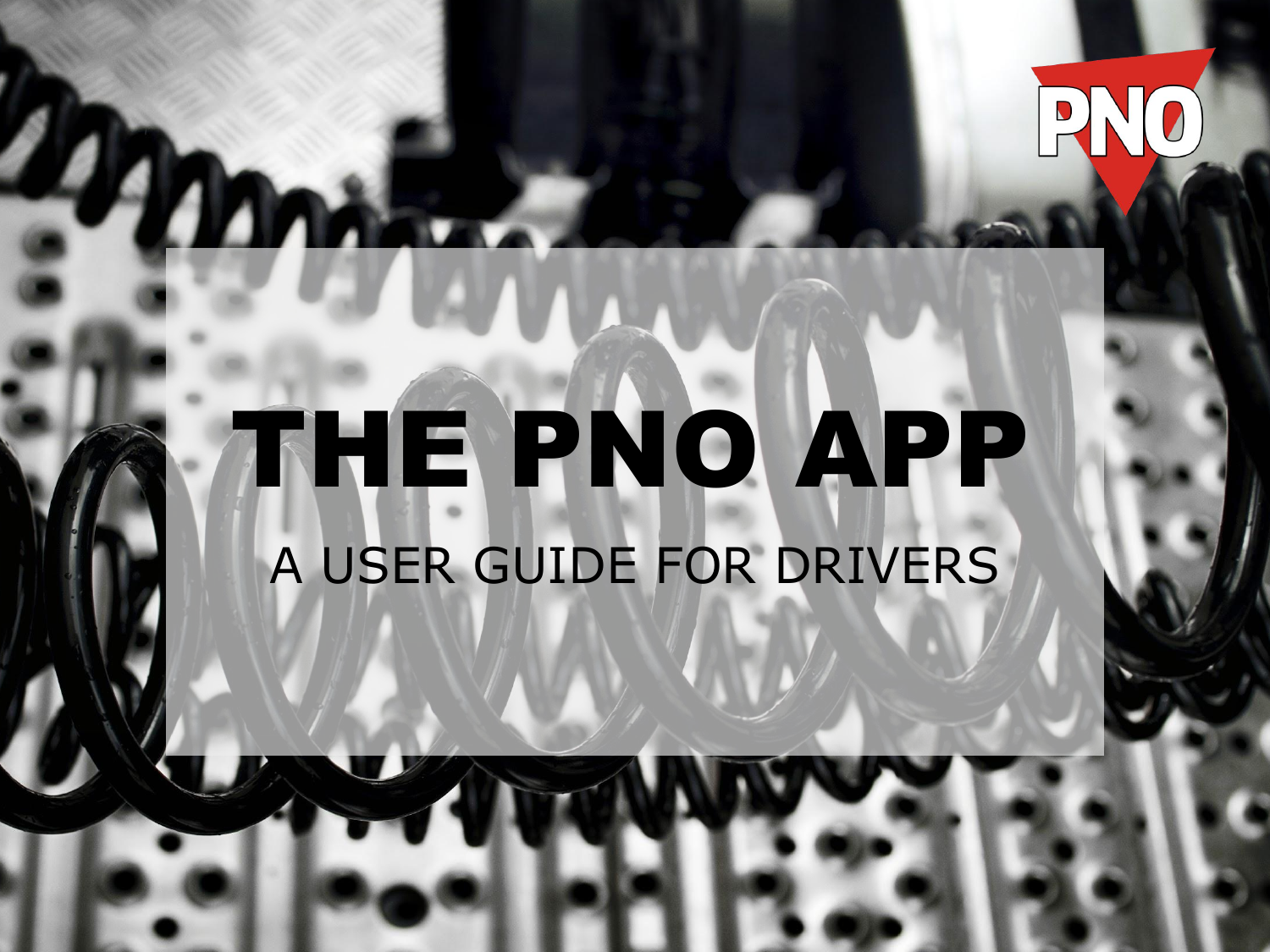PNO

# THE PNO APP

A USER GUIDE FOR DRIVERS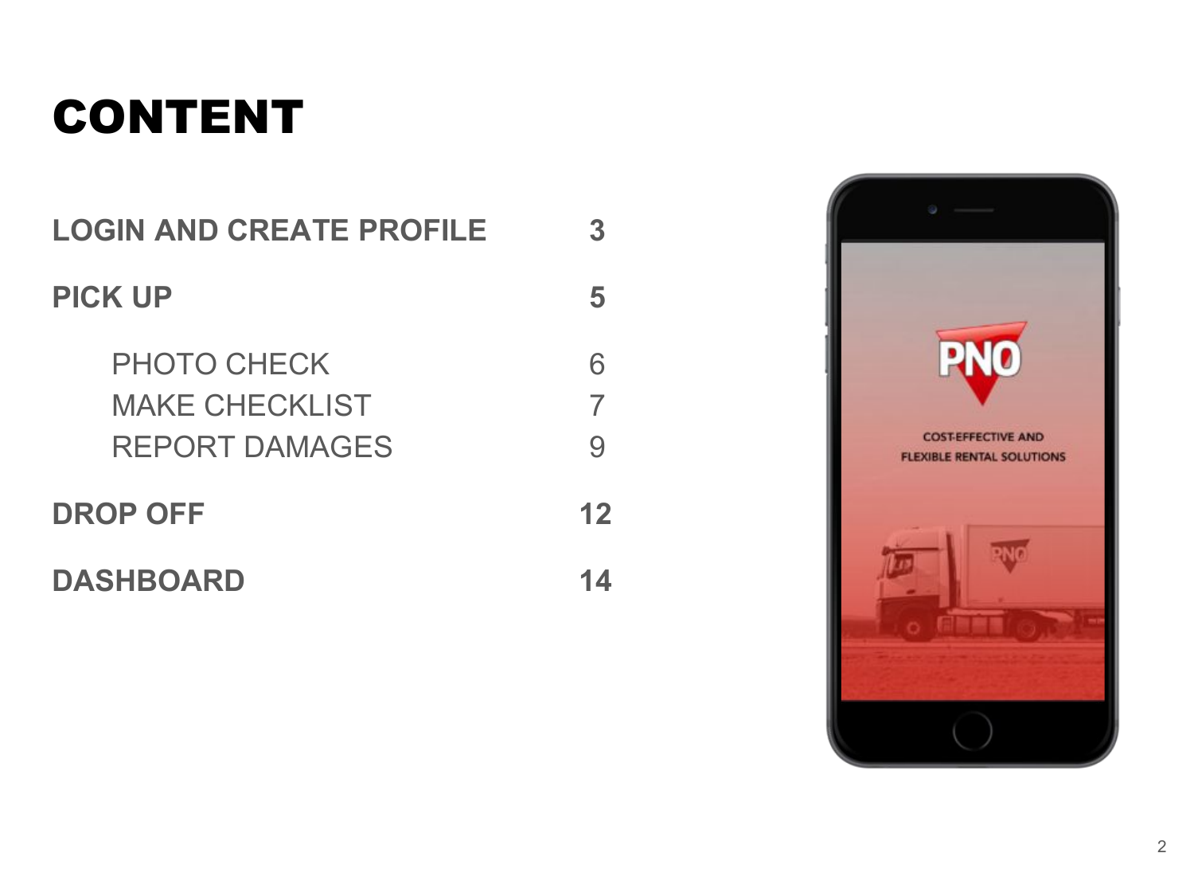# CONTENT

| | |
|---|---|
| **LOGIN AND CREATE PROFILE** | **3** |
| **PICK UP** | **5** |
| PHOTO CHECK | 6 |
| MAKE CHECKLIST | 7 |
| REPORT DAMAGES | 9 |
| **DROP OFF** | **12** |
| **DASHBOARD** | **14** |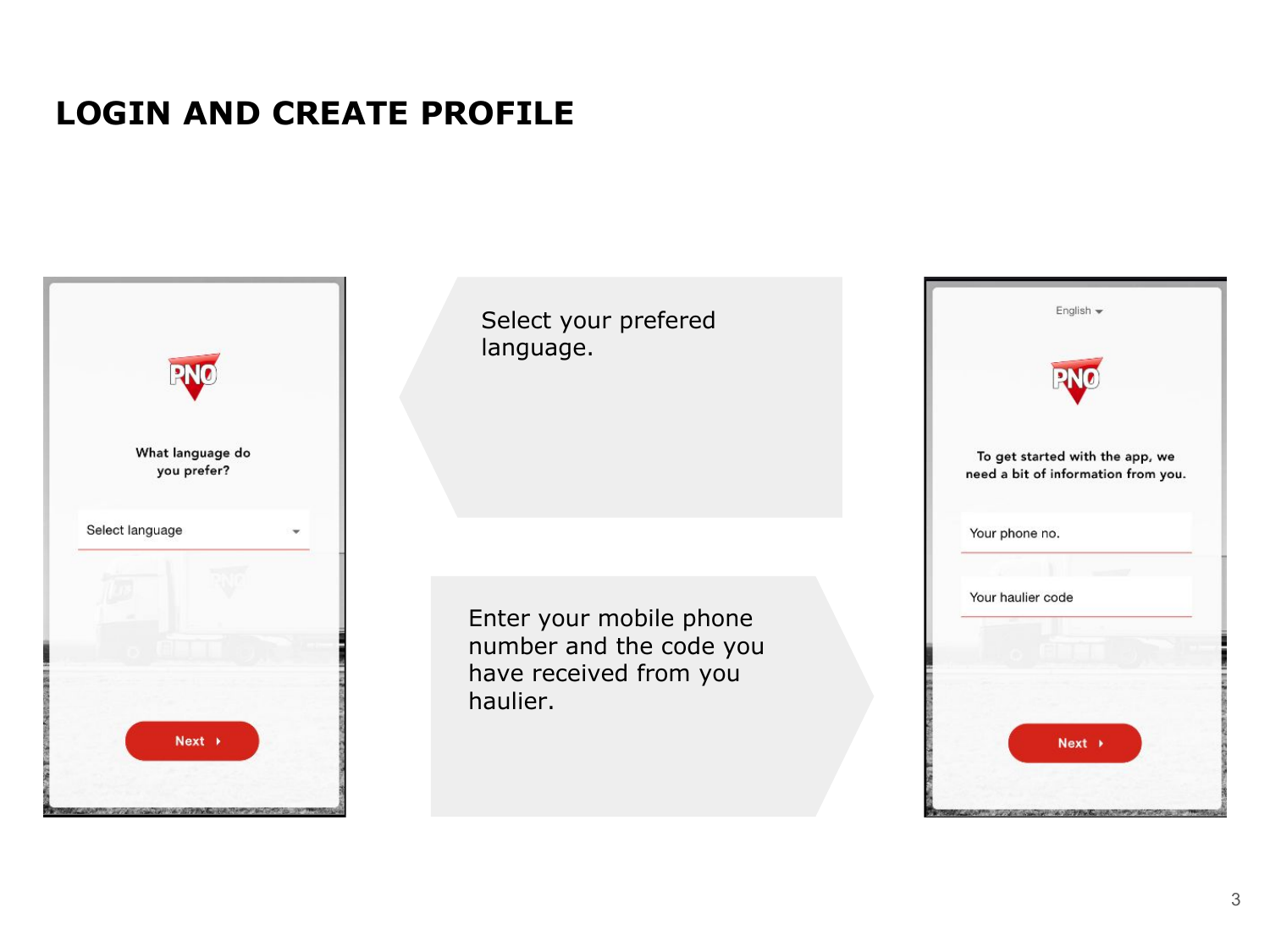# LOGIN AND CREATE PROFILE

What language do you prefer?

Select language

Next

Select your prefered language.

Enter your mobile phone number and the code you have received from you haulier.

English

To get started with the app, we need a bit of information from you.

Your phone no.

Your haulier code

Next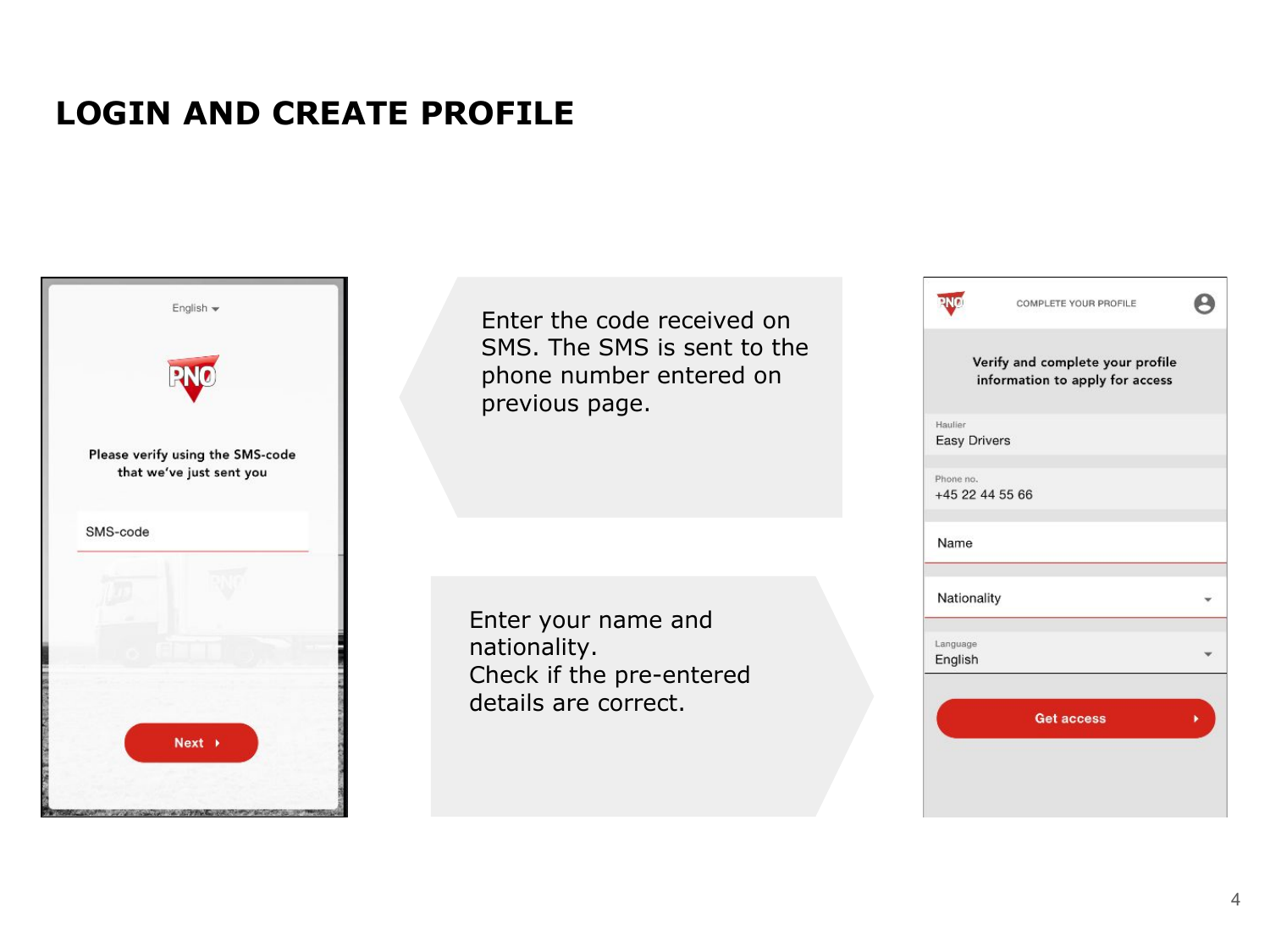# LOGIN AND CREATE PROFILE

English

PNO

Please verify using the SMS-code that we've just sent you

SMS-code

Next

Enter the code received on SMS. The SMS is sent to the phone number entered on previous page.

Enter your name and nationality.
Check if the pre-entered details are correct.

PNO

COMPLETE YOUR PROFILE

Verify and complete your profile information to apply for access

Haulier
Easy Drivers

Phone no.
+45 22 44 55 66

Name

Nationality

Language
English

Get access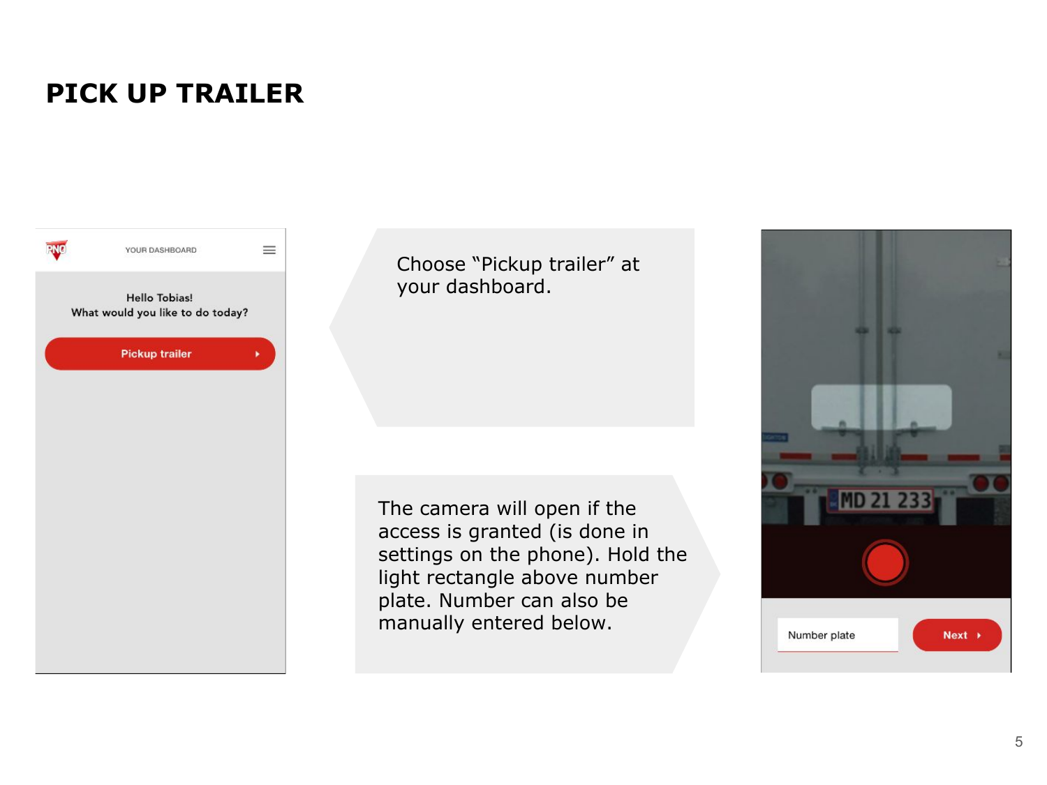# PICK UP TRAILER

YOUR DASHBOARD

Hello Tobias!
What would you like to do today?

Pickup trailer

Choose "Pickup trailer" at your dashboard.

The camera will open if the access is granted (is done in settings on the phone). Hold the light rectangle above number plate. Number can also be manually entered below.

Number plate

Next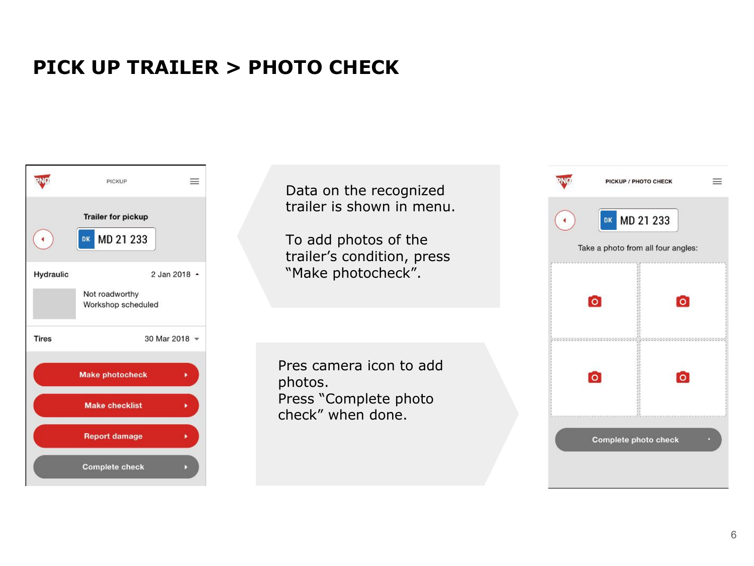# PICK UP TRAILER > PHOTO CHECK

PICKUP

Trailer for pickup

DK MD 21 233

Hydraulic 2 Jan 2018

Not roadworthy
Workshop scheduled

Tires 30 Mar 2018

Make photocheck

Make checklist

Report damage

Complete check

Data on the recognized trailer is shown in menu.

To add photos of the trailer's condition, press "Make photocheck".

Pres camera icon to add photos.
Press "Complete photo check" when done.

PICKUP / PHOTO CHECK

DK MD 21 233

Take a photo from all four angles:

Complete photo check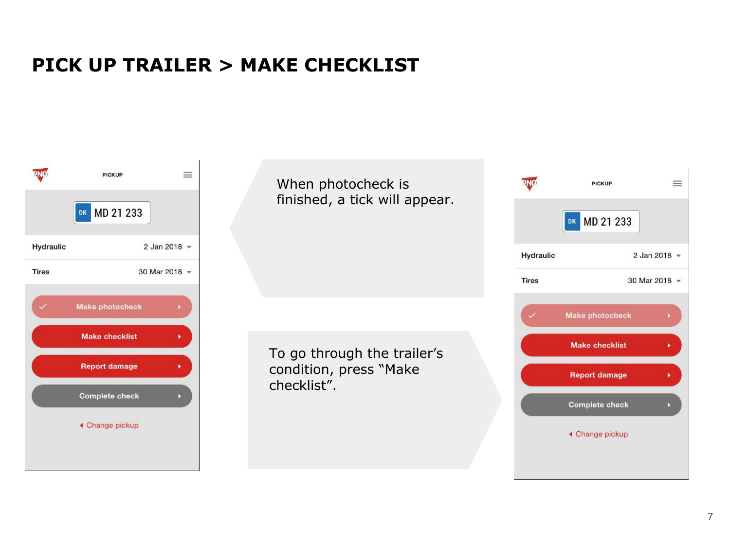# PICK UP TRAILER > MAKE CHECKLIST

PICKUP

DK MD 21 233

| Hydraulic | 2 Jan 2018 |
| --- | --- |
| Tires | 30 Mar 2018 |

✓ Make photocheck

Make checklist

Report damage

Complete check

Change pickup

When photocheck is finished, a tick will appear.

To go through the trailer's condition, press "Make checklist".

PICKUP

DK MD 21 233

| Hydraulic | 2 Jan 2018 |
| --- | --- |
| Tires | 30 Mar 2018 |

✓ Make photocheck

Make checklist

Report damage

Complete check

Change pickup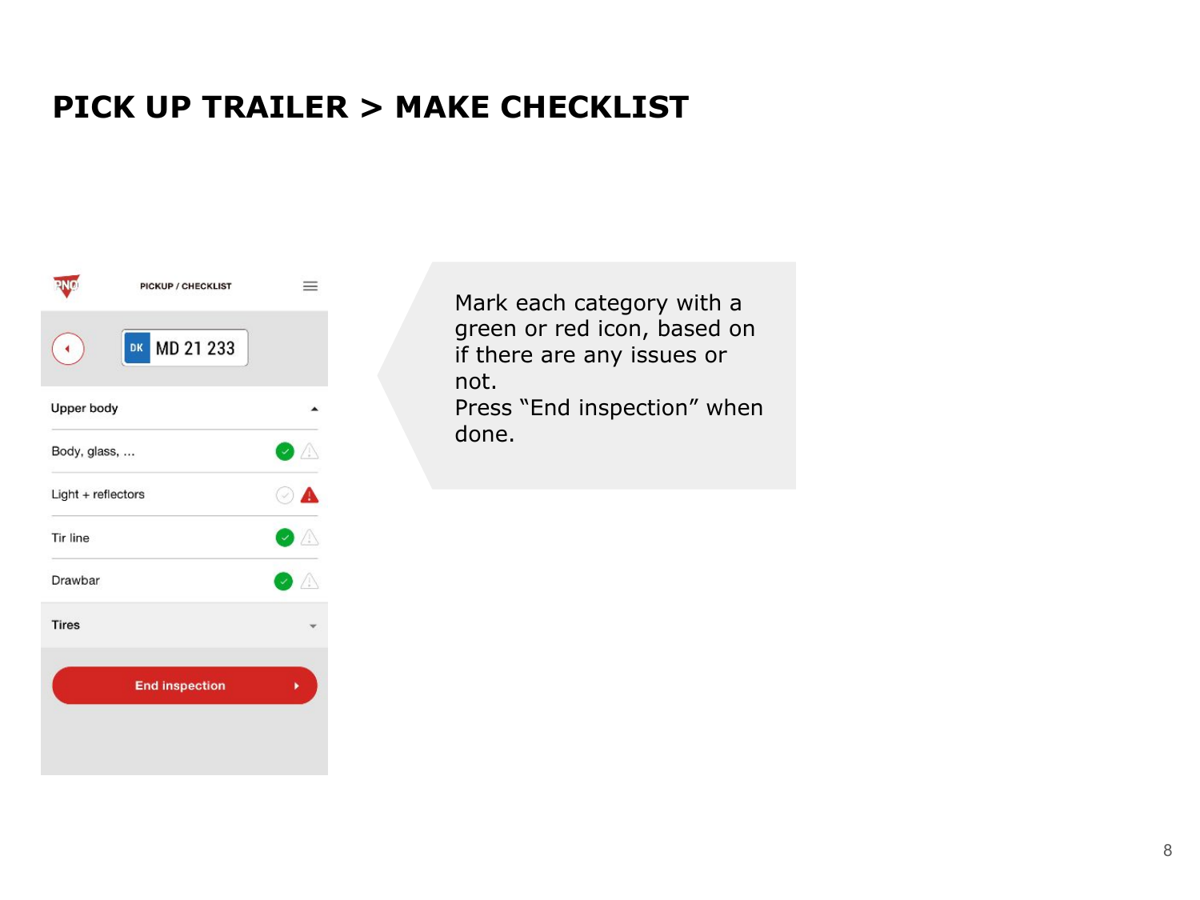# PICK UP TRAILER > MAKE CHECKLIST

PICKUP / CHECKLIST

DK MD 21 233

Upper body

Body, glass, ...

Light + reflectors

Tir line

Drawbar

Tires

End inspection

Mark each category with a green or red icon, based on if there are any issues or not.
Press "End inspection" when done.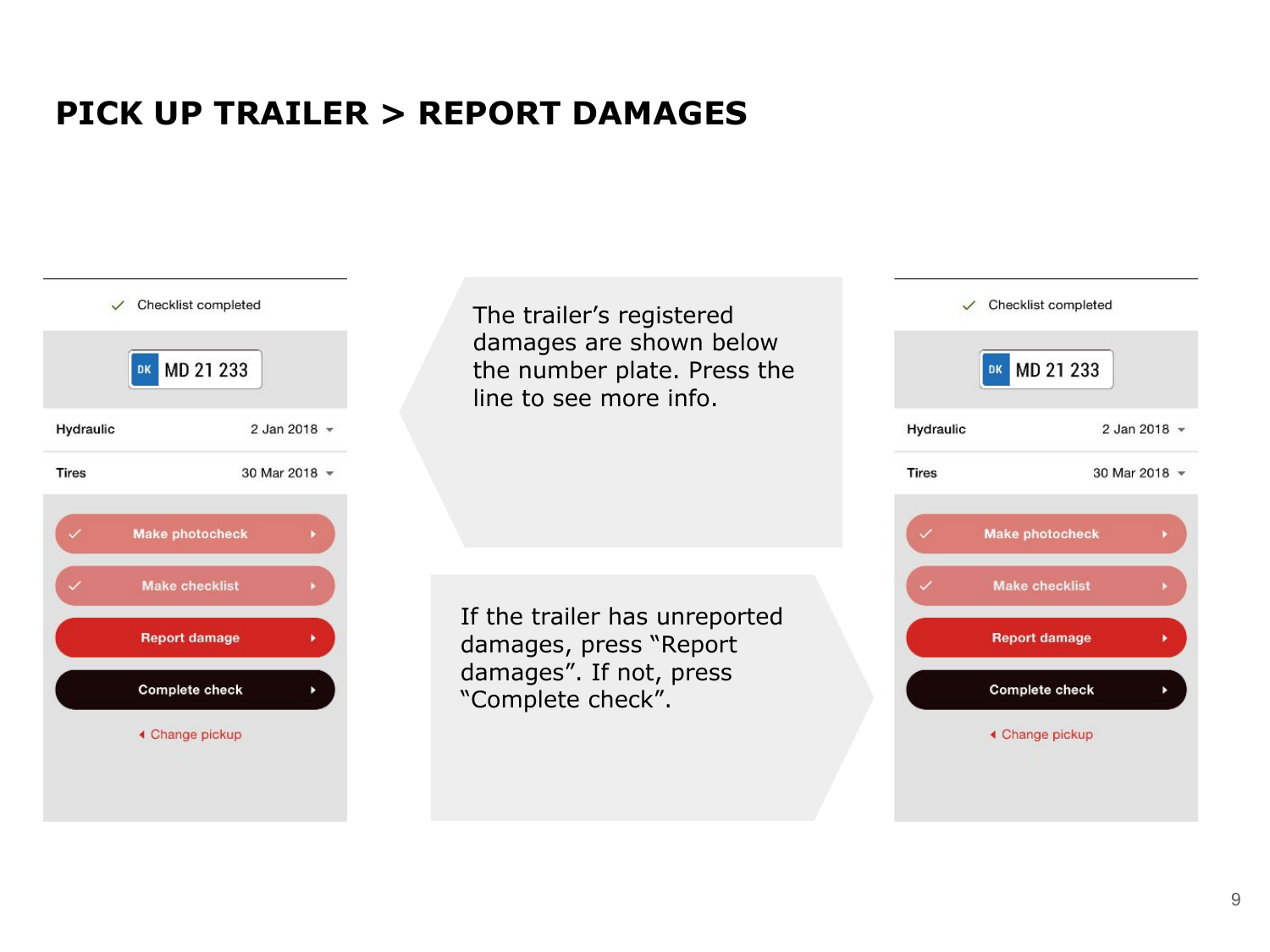# PICK UP TRAILER > REPORT DAMAGES

✓ Checklist completed

DK MD 21 233

Hydraulic 2 Jan 2018

Tires 30 Mar 2018

Make photocheck

Make checklist

Report damage

Complete check

Change pickup

The trailer's registered damages are shown below the number plate. Press the line to see more info.

If the trailer has unreported damages, press "Report damages". If not, press "Complete check".

✓ Checklist completed

DK MD 21 233

Hydraulic 2 Jan 2018

Tires 30 Mar 2018

Make photocheck

Make checklist

Report damage

Complete check

Change pickup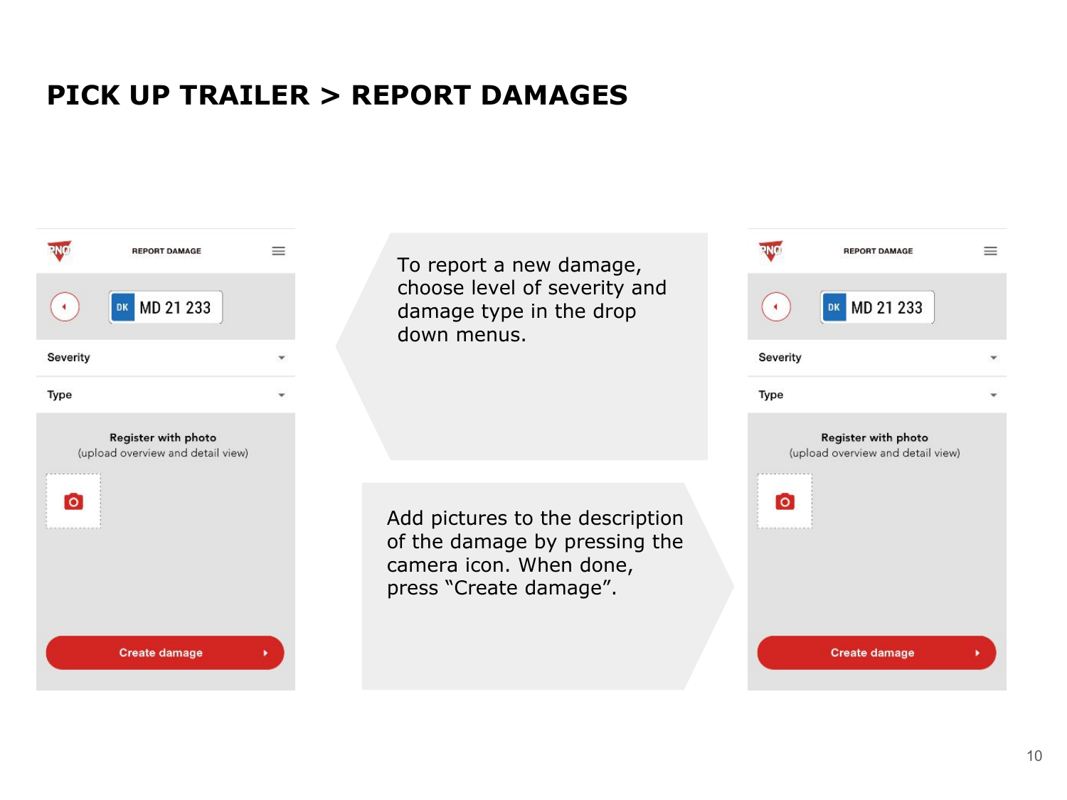# PICK UP TRAILER > REPORT DAMAGES

REPORT DAMAGE

DK MD 21 233

Severity

Type

Register with photo
(upload overview and detail view)

Create damage

To report a new damage, choose level of severity and damage type in the drop down menus.

Add pictures to the description of the damage by pressing the camera icon. When done, press "Create damage".

REPORT DAMAGE

DK MD 21 233

Severity

Type

Register with photo
(upload overview and detail view)

Create damage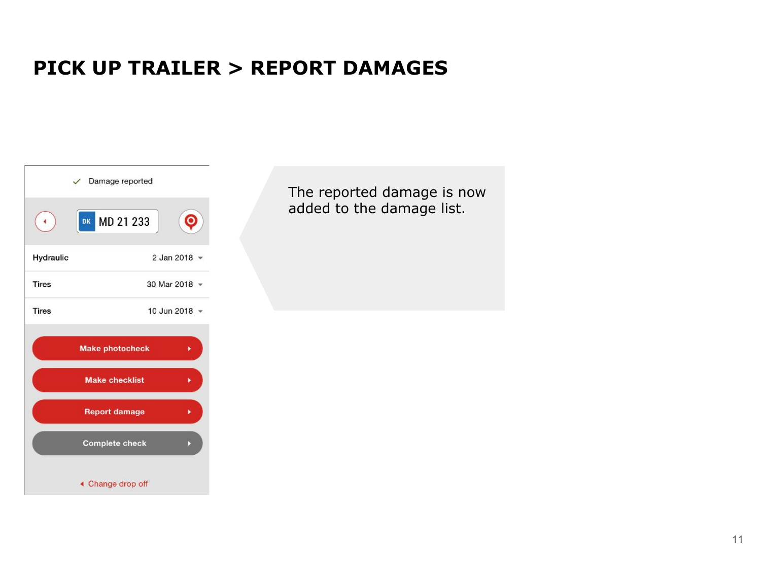# PICK UP TRAILER > REPORT DAMAGES

✓ Damage reported

DK MD 21 233

| | |
|---|---|
| Hydraulic | 2 Jan 2018 |
| Tires | 30 Mar 2018 |
| Tires | 10 Jun 2018 |

Make photocheck

Make checklist

Report damage

Complete check

Change drop off

The reported damage is now added to the damage list.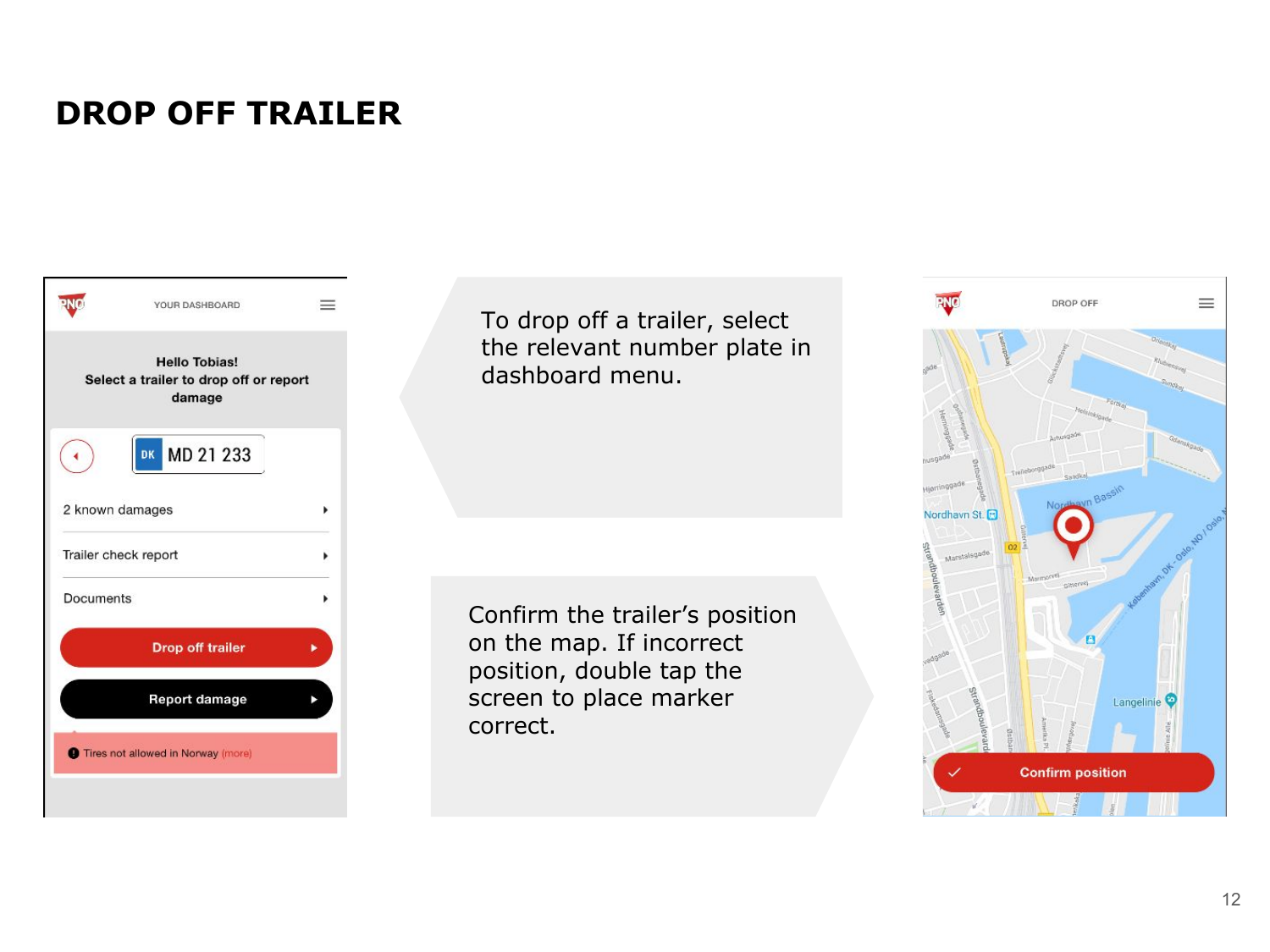# DROP OFF TRAILER

To drop off a trailer, select the relevant number plate in dashboard menu.

Confirm the trailer's position on the map. If incorrect position, double tap the screen to place marker correct.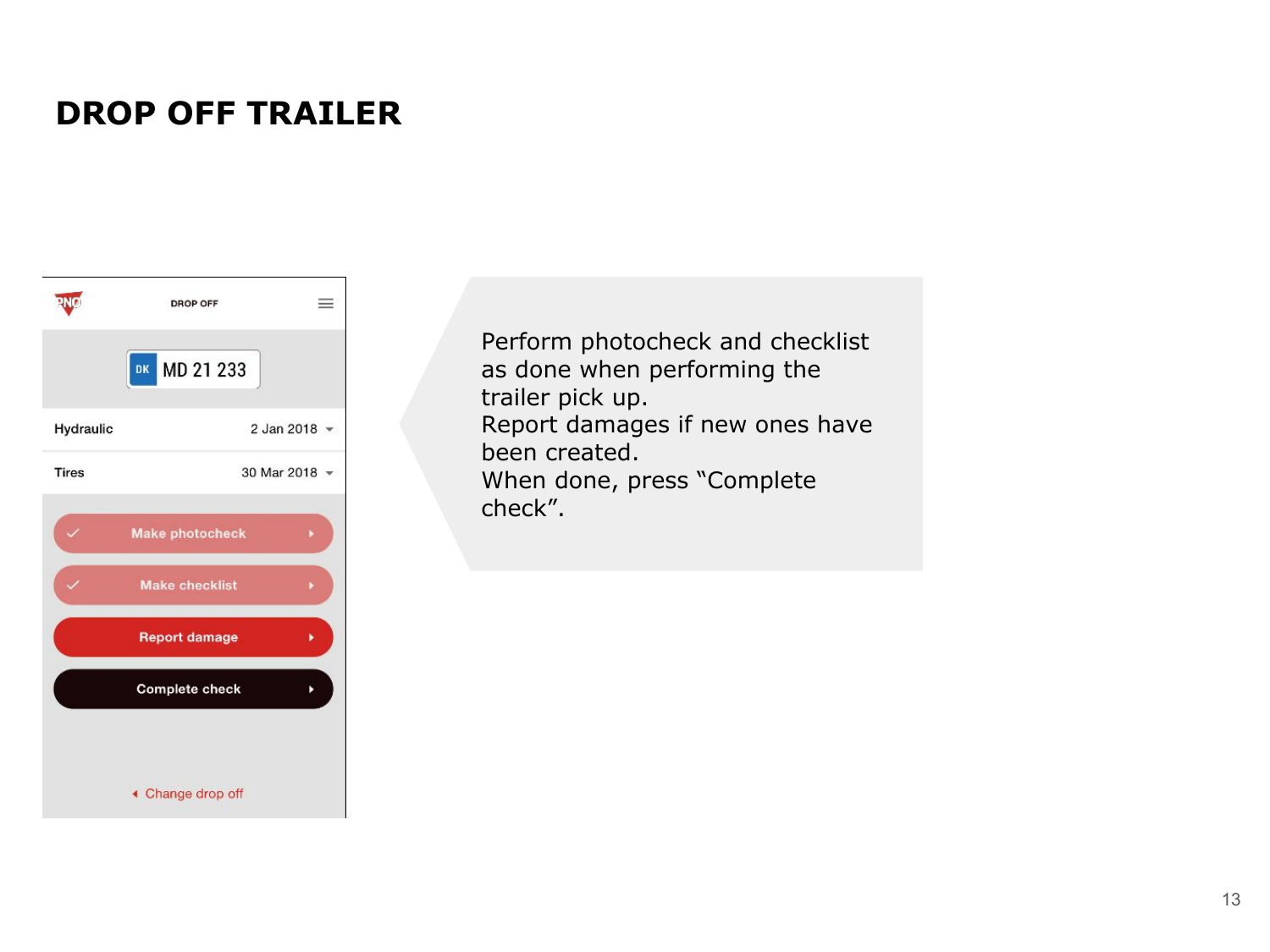# DROP OFF TRAILER

DROP OFF

DK MD 21 233

Hydraulic 2 Jan 2018

Tires 30 Mar 2018

Make photocheck

Make checklist

Report damage

Complete check

Change drop off

Perform photocheck and checklist as done when performing the trailer pick up.
Report damages if new ones have been created.
When done, press "Complete check".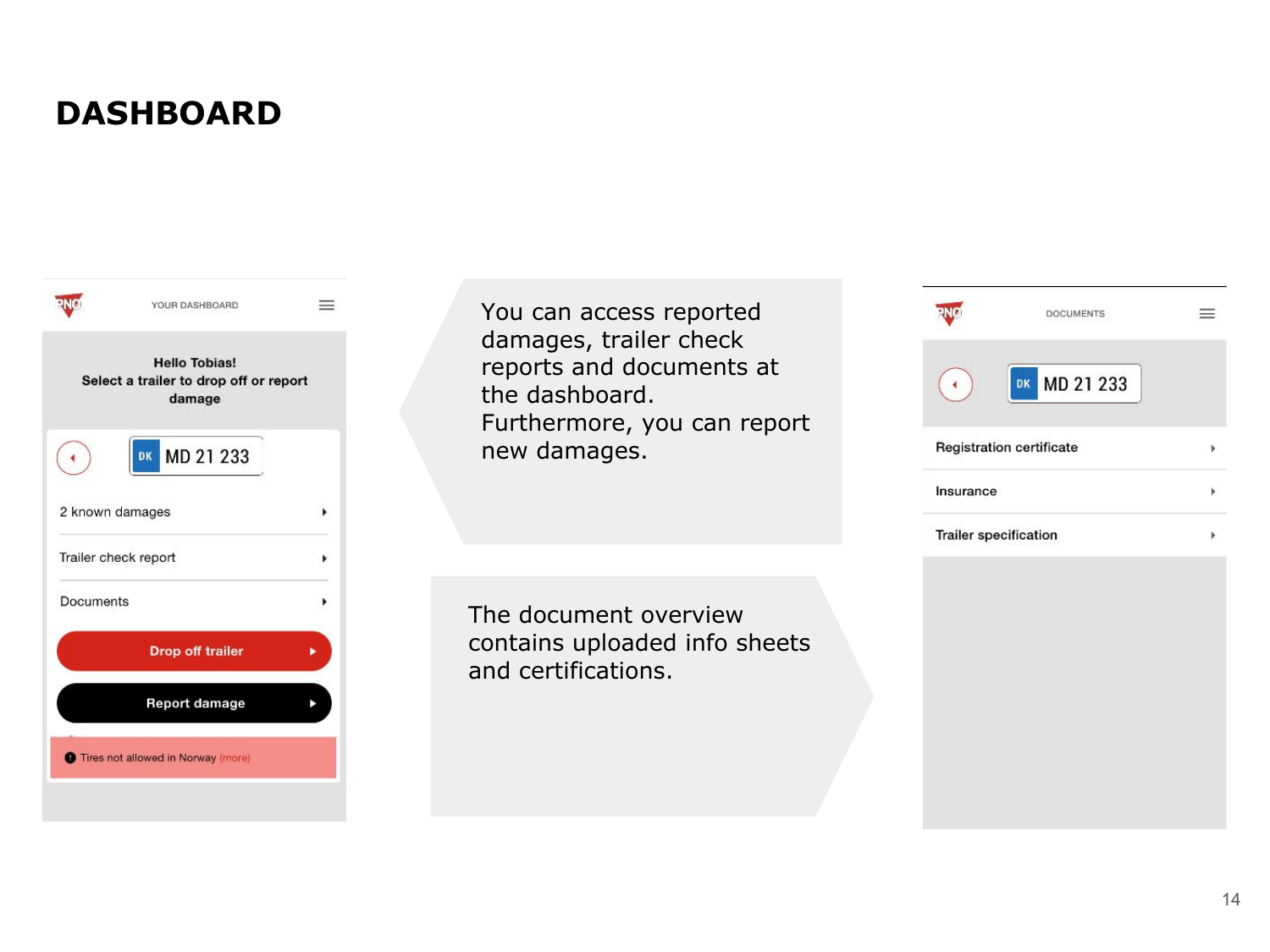# DASHBOARD

YOUR DASHBOARD

Hello Tobias!
Select a trailer to drop off or report damage

DK MD 21 233

2 known damages

Trailer check report

Documents

Drop off trailer

Report damage

Tires not allowed in Norway (more)

You can access reported damages, trailer check reports and documents at the dashboard.
Furthermore, you can report new damages.

The document overview contains uploaded info sheets and certifications.

DOCUMENTS

DK MD 21 233

Registration certificate

Insurance

Trailer specification